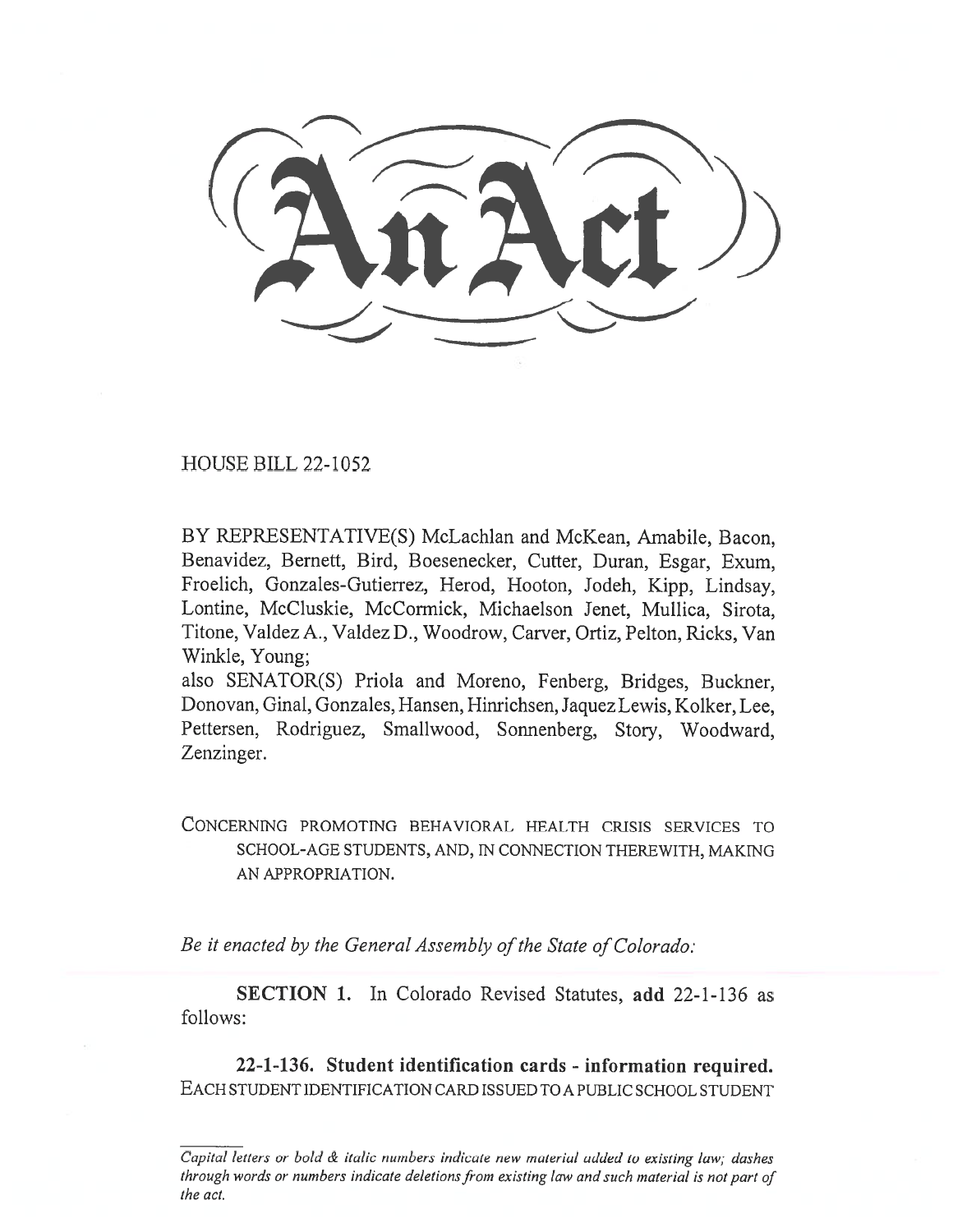# An Act

HOUSE BILL 22-1052

BY REPRESENTATIVE(S) McLachlan and McKean, Amabile, Bacon, Benavidez, Bernett, Bird, Boesenecker, Cutter, Duran, Esgar, Exum, Froelich, Gonzales-Gutierrez, Herod, Hooton, Jodeh, Kipp, Lindsay, Lontine, McCluskie, McCormick, Michaelson Jenet, Mullica, Sirota, Titone, Valdez A., Valdez D., Woodrow, Carver, Ortiz, Pelton, Ricks, Van Winkle, Young;
also SENATOR(S) Priola and Moreno, Fenberg, Bridges, Buckner, Donovan, Ginal, Gonzales, Hansen, Hinrichsen, Jaquez Lewis, Kolker, Lee, Pettersen, Rodriguez, Smallwood, Sonnenberg, Story, Woodward, Zenzinger.

CONCERNING PROMOTING BEHAVIORAL HEALTH CRISIS SERVICES TO SCHOOL-AGE STUDENTS, AND, IN CONNECTION THEREWITH, MAKING AN APPROPRIATION.

*Be it enacted by the General Assembly of the State of Colorado:*

**SECTION 1.** In Colorado Revised Statutes, **add** 22-1-136 as follows:

**22-1-136. Student identification cards - information required.** EACH STUDENT IDENTIFICATION CARD ISSUED TO A PUBLIC SCHOOL STUDENT

*Capital letters or bold & italic numbers indicate new material added to existing law; dashes through words or numbers indicate deletions from existing law and such material is not part of the act.*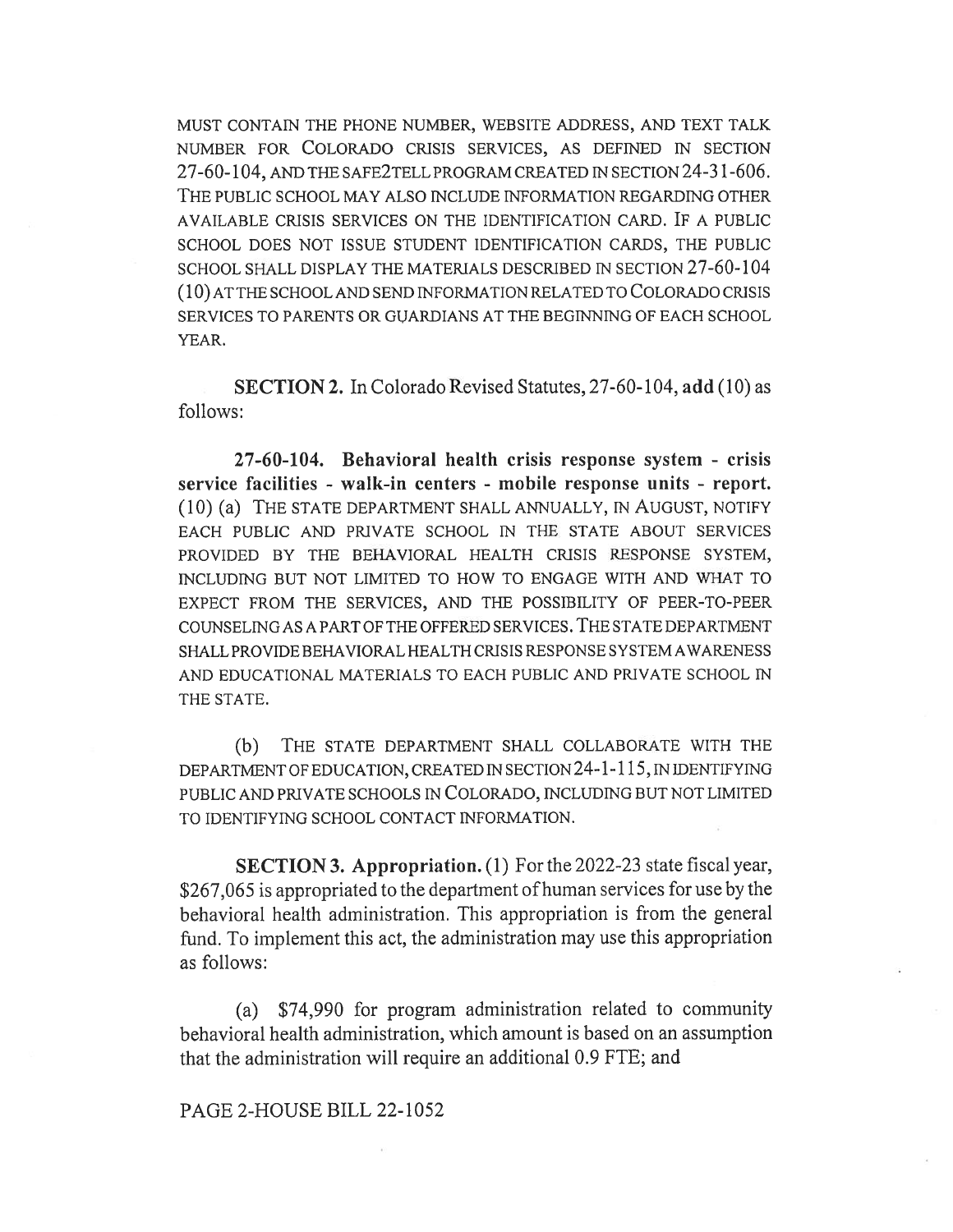MUST CONTAIN THE PHONE NUMBER, WEBSITE ADDRESS, AND TEXT TALK NUMBER FOR COLORADO CRISIS SERVICES, AS DEFINED IN SECTION 27-60-104, AND THE SAFE2TELL PROGRAM CREATED IN SECTION 24-31-606. THE PUBLIC SCHOOL MAY ALSO INCLUDE INFORMATION REGARDING OTHER AVAILABLE CRISIS SERVICES ON THE IDENTIFICATION CARD. IF A PUBLIC SCHOOL DOES NOT ISSUE STUDENT IDENTIFICATION CARDS, THE PUBLIC SCHOOL SHALL DISPLAY THE MATERIALS DESCRIBED IN SECTION 27-60-104 (10) AT THE SCHOOL AND SEND INFORMATION RELATED TO COLORADO CRISIS SERVICES TO PARENTS OR GUARDIANS AT THE BEGINNING OF EACH SCHOOL YEAR.

**SECTION 2.** In Colorado Revised Statutes, 27-60-104, **add** (10) as follows:

**27-60-104. Behavioral health crisis response system - crisis service facilities - walk-in centers - mobile response units - report.** (10) (a) THE STATE DEPARTMENT SHALL ANNUALLY, IN AUGUST, NOTIFY EACH PUBLIC AND PRIVATE SCHOOL IN THE STATE ABOUT SERVICES PROVIDED BY THE BEHAVIORAL HEALTH CRISIS RESPONSE SYSTEM, INCLUDING BUT NOT LIMITED TO HOW TO ENGAGE WITH AND WHAT TO EXPECT FROM THE SERVICES, AND THE POSSIBILITY OF PEER-TO-PEER COUNSELING AS A PART OF THE OFFERED SERVICES. THE STATE DEPARTMENT SHALL PROVIDE BEHAVIORAL HEALTH CRISIS RESPONSE SYSTEM AWARENESS AND EDUCATIONAL MATERIALS TO EACH PUBLIC AND PRIVATE SCHOOL IN THE STATE.

(b) THE STATE DEPARTMENT SHALL COLLABORATE WITH THE DEPARTMENT OF EDUCATION, CREATED IN SECTION 24-1-115, IN IDENTIFYING PUBLIC AND PRIVATE SCHOOLS IN COLORADO, INCLUDING BUT NOT LIMITED TO IDENTIFYING SCHOOL CONTACT INFORMATION.

**SECTION 3. Appropriation.** (1) For the 2022-23 state fiscal year, $267,065 is appropriated to the department of human services for use by the behavioral health administration. This appropriation is from the general fund. To implement this act, the administration may use this appropriation as follows:

(a) $74,990 for program administration related to community behavioral health administration, which amount is based on an assumption that the administration will require an additional 0.9 FTE; and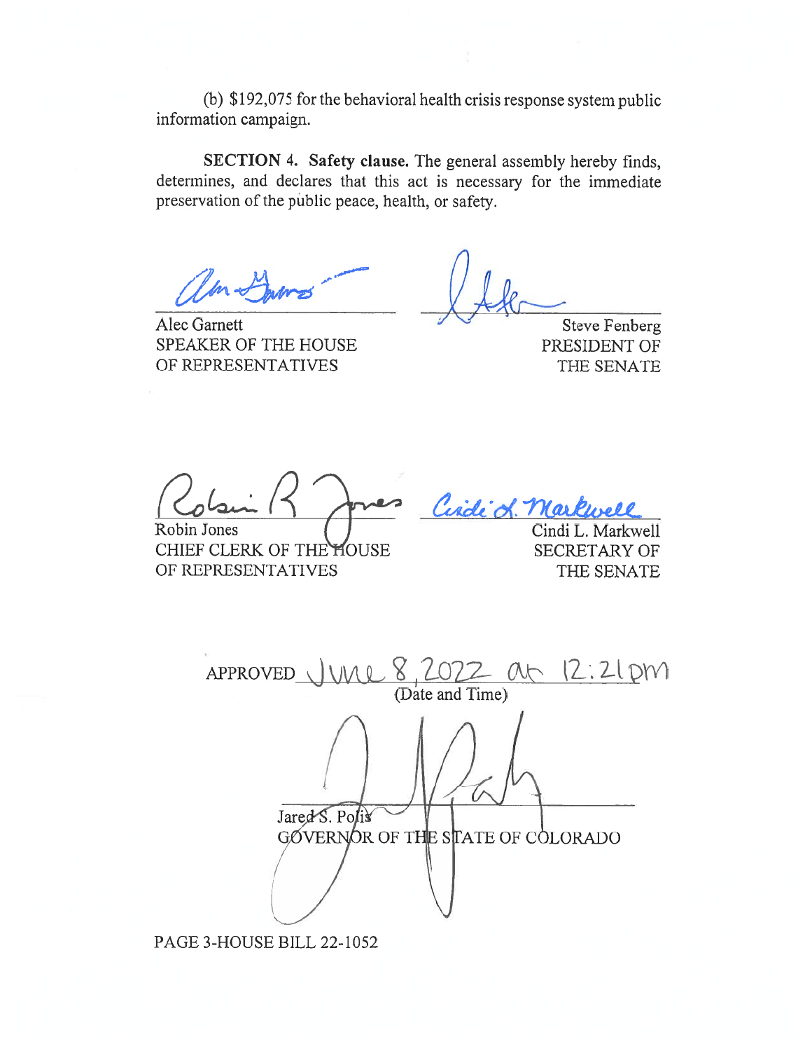(b) $192,075 for the behavioral health crisis response system public information campaign.

**SECTION 4. Safety clause.** The general assembly hereby finds, determines, and declares that this act is necessary for the immediate preservation of the public peace, health, or safety.

Alec Garnett
SPEAKER OF THE HOUSE
OF REPRESENTATIVES

Steve Fenberg
PRESIDENT OF
THE SENATE

Robin Jones
CHIEF CLERK OF THE HOUSE
OF REPRESENTATIVES

Cindi L. Markwell
SECRETARY OF
THE SENATE

APPROVED June 8, 2022 at 12:21pm
(Date and Time)

Jared S. Polis
GOVERNOR OF THE STATE OF COLORADO

PAGE 3-HOUSE BILL 22-1052